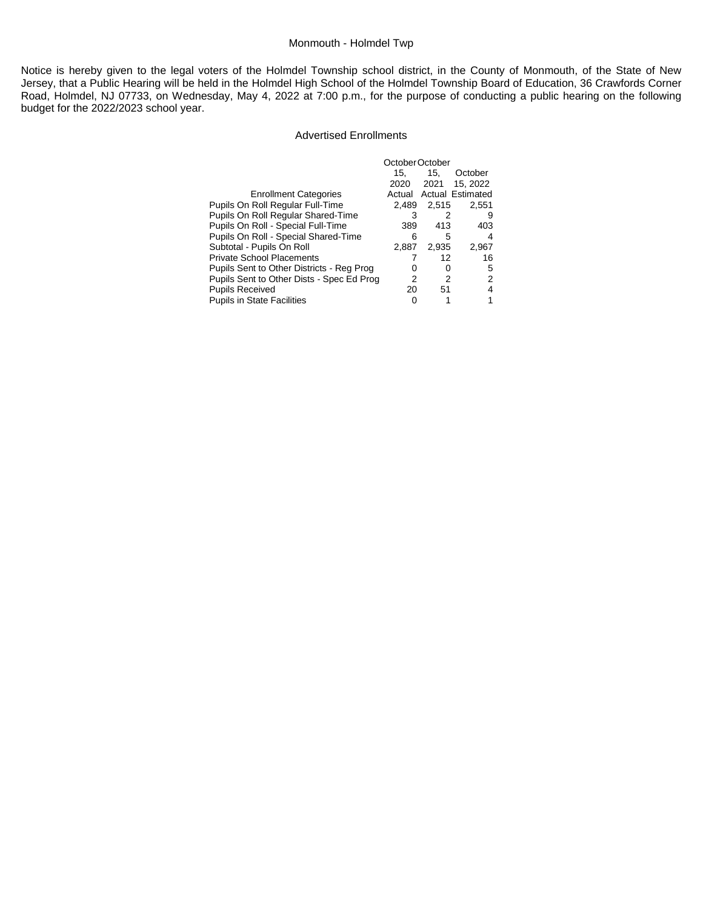Monmouth - Holmdel Twp

Notice is hereby given to the legal voters of the Holmdel Township school district, in the County of Monmouth, of the State of New Jersey, that a Public Hearing will be held in the Holmdel High School of the Holmdel Township Board of Education, 36 Crawfords Corner Road, Holmdel, NJ 07733, on Wednesday, May 4, 2022 at 7:00 p.m., for the purpose of conducting a public hearing on the following budget for the 2022/2023 school year.

## Advertised Enrollments

| Enrollment Categories | October 15, 2020 Actual | October 15, 2021 Actual | October 15, 2022 Estimated |
|---|---|---|---|
| Pupils On Roll Regular Full-Time | 2,489 | 2,515 | 2,551 |
| Pupils On Roll Regular Shared-Time | 3 | 2 | 9 |
| Pupils On Roll - Special Full-Time | 389 | 413 | 403 |
| Pupils On Roll - Special Shared-Time | 6 | 5 | 4 |
| Subtotal - Pupils On Roll | 2,887 | 2,935 | 2,967 |
| Private School Placements | 7 | 12 | 16 |
| Pupils Sent to Other Districts - Reg Prog | 0 | 0 | 5 |
| Pupils Sent to Other Dists - Spec Ed Prog | 2 | 2 | 2 |
| Pupils Received | 20 | 51 | 4 |
| Pupils in State Facilities | 0 | 1 | 1 |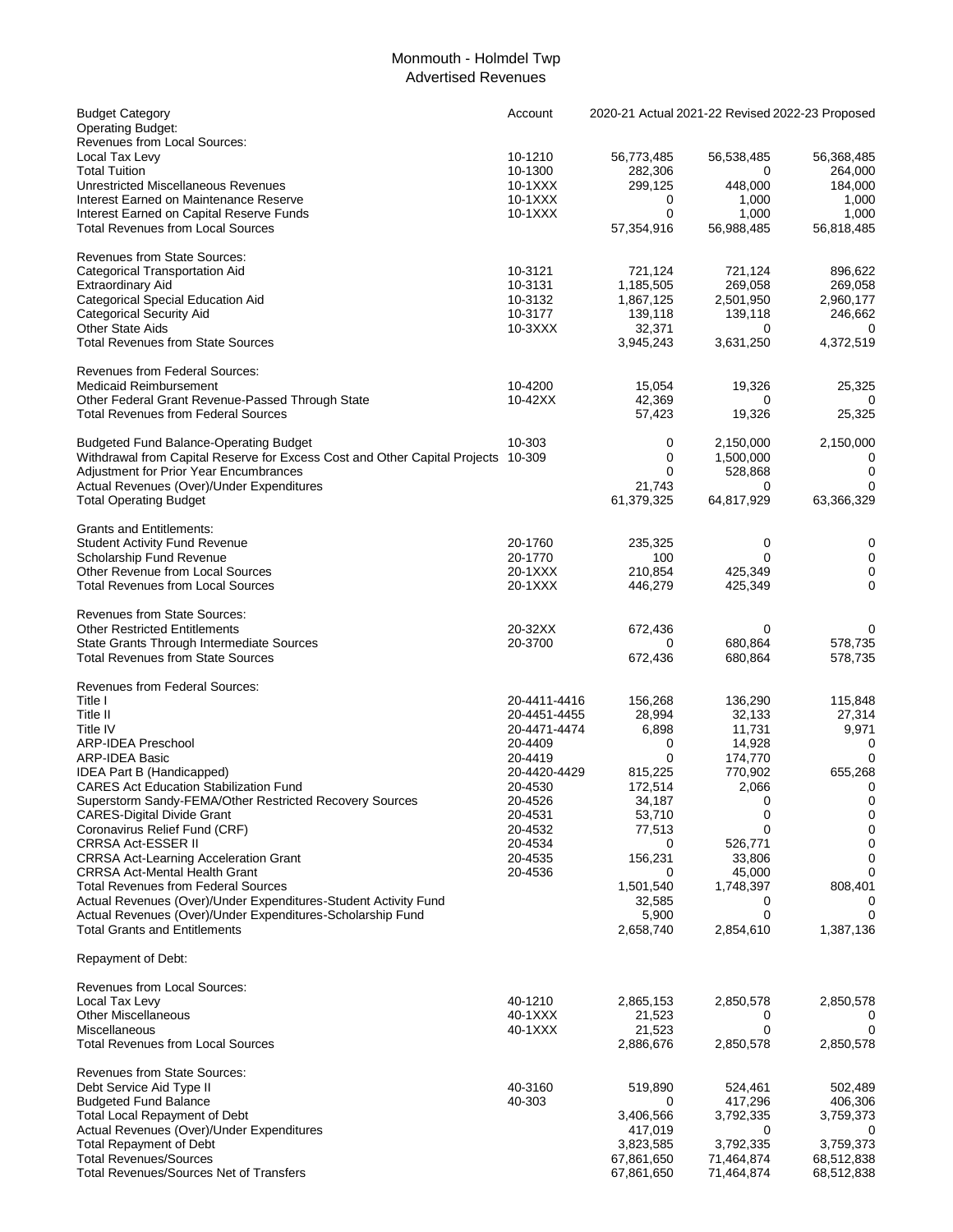# Monmouth - Holmdel Twp
## Advertised Revenues

| Budget Category | Account | 2020-21 Actual | 2021-22 Revised | 2022-23 Proposed |
|---|---|---|---|---|
| Operating Budget: | | | | |
| Revenues from Local Sources: | | | | |
| Local Tax Levy | 10-1210 | 56,773,485 | 56,538,485 | 56,368,485 |
| Total Tuition | 10-1300 | 282,306 | 0 | 264,000 |
| Unrestricted Miscellaneous Revenues | 10-1XXX | 299,125 | 448,000 | 184,000 |
| Interest Earned on Maintenance Reserve | 10-1XXX | 0 | 1,000 | 1,000 |
| Interest Earned on Capital Reserve Funds | 10-1XXX | 0 | 1,000 | 1,000 |
| Total Revenues from Local Sources | | 57,354,916 | 56,988,485 | 56,818,485 |
| Revenues from State Sources: | | | | |
| Categorical Transportation Aid | 10-3121 | 721,124 | 721,124 | 896,622 |
| Extraordinary Aid | 10-3131 | 1,185,505 | 269,058 | 269,058 |
| Categorical Special Education Aid | 10-3132 | 1,867,125 | 2,501,950 | 2,960,177 |
| Categorical Security Aid | 10-3177 | 139,118 | 139,118 | 246,662 |
| Other State Aids | 10-3XXX | 32,371 | 0 | 0 |
| Total Revenues from State Sources | | 3,945,243 | 3,631,250 | 4,372,519 |
| Revenues from Federal Sources: | | | | |
| Medicaid Reimbursement | 10-4200 | 15,054 | 19,326 | 25,325 |
| Other Federal Grant Revenue-Passed Through State | 10-42XX | 42,369 | 0 | 0 |
| Total Revenues from Federal Sources | | 57,423 | 19,326 | 25,325 |
| Budgeted Fund Balance-Operating Budget | 10-303 | 0 | 2,150,000 | 2,150,000 |
| Withdrawal from Capital Reserve for Excess Cost and Other Capital Projects | 10-309 | 0 | 1,500,000 | 0 |
| Adjustment for Prior Year Encumbrances | | 0 | 528,868 | 0 |
| Actual Revenues (Over)/Under Expenditures | | 21,743 | 0 | 0 |
| Total Operating Budget | | 61,379,325 | 64,817,929 | 63,366,329 |
| Grants and Entitlements: | | | | |
| Student Activity Fund Revenue | 20-1760 | 235,325 | 0 | 0 |
| Scholarship Fund Revenue | 20-1770 | 100 | 0 | 0 |
| Other Revenue from Local Sources | 20-1XXX | 210,854 | 425,349 | 0 |
| Total Revenues from Local Sources | 20-1XXX | 446,279 | 425,349 | 0 |
| Revenues from State Sources: | | | | |
| Other Restricted Entitlements | 20-32XX | 672,436 | 0 | 0 |
| State Grants Through Intermediate Sources | 20-3700 | 0 | 680,864 | 578,735 |
| Total Revenues from State Sources | | 672,436 | 680,864 | 578,735 |
| Revenues from Federal Sources: | | | | |
| Title I | 20-4411-4416 | 156,268 | 136,290 | 115,848 |
| Title II | 20-4451-4455 | 28,994 | 32,133 | 27,314 |
| Title IV | 20-4471-4474 | 6,898 | 11,731 | 9,971 |
| ARP-IDEA Preschool | 20-4409 | 0 | 14,928 | 0 |
| ARP-IDEA Basic | 20-4419 | 0 | 174,770 | 0 |
| IDEA Part B (Handicapped) | 20-4420-4429 | 815,225 | 770,902 | 655,268 |
| CARES Act Education Stabilization Fund | 20-4530 | 172,514 | 2,066 | 0 |
| Superstorm Sandy-FEMA/Other Restricted Recovery Sources | 20-4526 | 34,187 | 0 | 0 |
| CARES-Digital Divide Grant | 20-4531 | 53,710 | 0 | 0 |
| Coronavirus Relief Fund (CRF) | 20-4532 | 77,513 | 0 | 0 |
| CRRSA Act-ESSER II | 20-4534 | 0 | 526,771 | 0 |
| CRRSA Act-Learning Acceleration Grant | 20-4535 | 156,231 | 33,806 | 0 |
| CRRSA Act-Mental Health Grant | 20-4536 | 0 | 45,000 | 0 |
| Total Revenues from Federal Sources | | 1,501,540 | 1,748,397 | 808,401 |
| Actual Revenues (Over)/Under Expenditures-Student Activity Fund | | 32,585 | 0 | 0 |
| Actual Revenues (Over)/Under Expenditures-Scholarship Fund | | 5,900 | 0 | 0 |
| Total Grants and Entitlements | | 2,658,740 | 2,854,610 | 1,387,136 |
| Repayment of Debt: | | | | |
| Revenues from Local Sources: | | | | |
| Local Tax Levy | 40-1210 | 2,865,153 | 2,850,578 | 2,850,578 |
| Other Miscellaneous | 40-1XXX | 21,523 | 0 | 0 |
| Miscellaneous | 40-1XXX | 21,523 | 0 | 0 |
| Total Revenues from Local Sources | | 2,886,676 | 2,850,578 | 2,850,578 |
| Revenues from State Sources: | | | | |
| Debt Service Aid Type II | 40-3160 | 519,890 | 524,461 | 502,489 |
| Budgeted Fund Balance | 40-303 | 0 | 417,296 | 406,306 |
| Total Local Repayment of Debt | | 3,406,566 | 3,792,335 | 3,759,373 |
| Actual Revenues (Over)/Under Expenditures | | 417,019 | 0 | 0 |
| Total Repayment of Debt | | 3,823,585 | 3,792,335 | 3,759,373 |
| Total Revenues/Sources | | 67,861,650 | 71,464,874 | 68,512,838 |
| Total Revenues/Sources Net of Transfers | | 67,861,650 | 71,464,874 | 68,512,838 |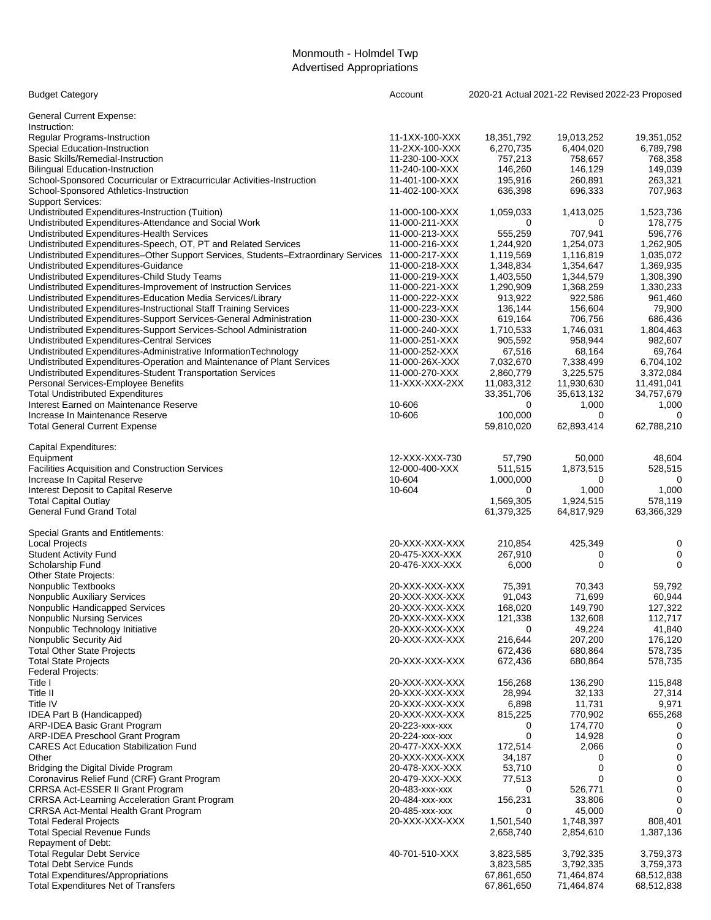# Monmouth - Holmdel Twp
## Advertised Appropriations

| Budget Category | Account | 2020-21 Actual | 2021-22 Revised | 2022-23 Proposed |
|---|---|---|---|---|
| General Current Expense: | | | | |
| Instruction: | | | | |
| Regular Programs-Instruction | 11-1XX-100-XXX | 18,351,792 | 19,013,252 | 19,351,052 |
| Special Education-Instruction | 11-2XX-100-XXX | 6,270,735 | 6,404,020 | 6,789,798 |
| Basic Skills/Remedial-Instruction | 11-230-100-XXX | 757,213 | 758,657 | 768,358 |
| Bilingual Education-Instruction | 11-240-100-XXX | 146,260 | 146,129 | 149,039 |
| School-Sponsored Cocurricular or Extracurricular Activities-Instruction | 11-401-100-XXX | 195,916 | 260,891 | 263,321 |
| School-Sponsored Athletics-Instruction | 11-402-100-XXX | 636,398 | 696,333 | 707,963 |
| Support Services: | | | | |
| Undistributed Expenditures-Instruction (Tuition) | 11-000-100-XXX | 1,059,033 | 1,413,025 | 1,523,736 |
| Undistributed Expenditures-Attendance and Social Work | 11-000-211-XXX | 0 | 0 | 178,775 |
| Undistributed Expenditures-Health Services | 11-000-213-XXX | 555,259 | 707,941 | 596,776 |
| Undistributed Expenditures-Speech, OT, PT and Related Services | 11-000-216-XXX | 1,244,920 | 1,254,073 | 1,262,905 |
| Undistributed Expenditures–Other Support Services, Students–Extraordinary Services | 11-000-217-XXX | 1,119,569 | 1,116,819 | 1,035,072 |
| Undistributed Expenditures-Guidance | 11-000-218-XXX | 1,348,834 | 1,354,647 | 1,369,935 |
| Undistributed Expenditures-Child Study Teams | 11-000-219-XXX | 1,403,550 | 1,344,579 | 1,308,390 |
| Undistributed Expenditures-Improvement of Instruction Services | 11-000-221-XXX | 1,290,909 | 1,368,259 | 1,330,233 |
| Undistributed Expenditures-Education Media Services/Library | 11-000-222-XXX | 913,922 | 922,586 | 961,460 |
| Undistributed Expenditures-Instructional Staff Training Services | 11-000-223-XXX | 136,144 | 156,604 | 79,900 |
| Undistributed Expenditures-Support Services-General Administration | 11-000-230-XXX | 619,164 | 706,756 | 686,436 |
| Undistributed Expenditures-Support Services-School Administration | 11-000-240-XXX | 1,710,533 | 1,746,031 | 1,804,463 |
| Undistributed Expenditures-Central Services | 11-000-251-XXX | 905,592 | 958,944 | 982,607 |
| Undistributed Expenditures-Administrative InformationTechnology | 11-000-252-XXX | 67,516 | 68,164 | 69,764 |
| Undistributed Expenditures-Operation and Maintenance of Plant Services | 11-000-26X-XXX | 7,032,670 | 7,338,499 | 6,704,102 |
| Undistributed Expenditures-Student Transportation Services | 11-000-270-XXX | 2,860,779 | 3,225,575 | 3,372,084 |
| Personal Services-Employee Benefits | 11-XXX-XXX-2XX | 11,083,312 | 11,930,630 | 11,491,041 |
| Total Undistributed Expenditures | | 33,351,706 | 35,613,132 | 34,757,679 |
| Interest Earned on Maintenance Reserve | 10-606 | 0 | 1,000 | 1,000 |
| Increase In Maintenance Reserve | 10-606 | 100,000 | 0 | 0 |
| Total General Current Expense | | 59,810,020 | 62,893,414 | 62,788,210 |
| Capital Expenditures: | | | | |
| Equipment | 12-XXX-XXX-730 | 57,790 | 50,000 | 48,604 |
| Facilities Acquisition and Construction Services | 12-000-400-XXX | 511,515 | 1,873,515 | 528,515 |
| Increase In Capital Reserve | 10-604 | 1,000,000 | 0 | 0 |
| Interest Deposit to Capital Reserve | 10-604 | 0 | 1,000 | 1,000 |
| Total Capital Outlay | | 1,569,305 | 1,924,515 | 578,119 |
| General Fund Grand Total | | 61,379,325 | 64,817,929 | 63,366,329 |
| Special Grants and Entitlements: | | | | |
| Local Projects | 20-XXX-XXX-XXX | 210,854 | 425,349 | 0 |
| Student Activity Fund | 20-475-XXX-XXX | 267,910 | 0 | 0 |
| Scholarship Fund | 20-476-XXX-XXX | 6,000 | 0 | 0 |
| Other State Projects: | | | | |
| Nonpublic Textbooks | 20-XXX-XXX-XXX | 75,391 | 70,343 | 59,792 |
| Nonpublic Auxiliary Services | 20-XXX-XXX-XXX | 91,043 | 71,699 | 60,944 |
| Nonpublic Handicapped Services | 20-XXX-XXX-XXX | 168,020 | 149,790 | 127,322 |
| Nonpublic Nursing Services | 20-XXX-XXX-XXX | 121,338 | 132,608 | 112,717 |
| Nonpublic Technology Initiative | 20-XXX-XXX-XXX | 0 | 49,224 | 41,840 |
| Nonpublic Security Aid | 20-XXX-XXX-XXX | 216,644 | 207,200 | 176,120 |
| Total Other State Projects | | 672,436 | 680,864 | 578,735 |
| Total State Projects | 20-XXX-XXX-XXX | 672,436 | 680,864 | 578,735 |
| Federal Projects: | | | | |
| Title I | 20-XXX-XXX-XXX | 156,268 | 136,290 | 115,848 |
| Title II | 20-XXX-XXX-XXX | 28,994 | 32,133 | 27,314 |
| Title IV | 20-XXX-XXX-XXX | 6,898 | 11,731 | 9,971 |
| IDEA Part B (Handicapped) | 20-XXX-XXX-XXX | 815,225 | 770,902 | 655,268 |
| ARP-IDEA Basic Grant Program | 20-223-xxx-xxx | 0 | 174,770 | 0 |
| ARP-IDEA Preschool Grant Program | 20-224-xxx-xxx | 0 | 14,928 | 0 |
| CARES Act Education Stabilization Fund | 20-477-XXX-XXX | 172,514 | 2,066 | 0 |
| Other | 20-XXX-XXX-XXX | 34,187 | 0 | 0 |
| Bridging the Digital Divide Program | 20-478-XXX-XXX | 53,710 | 0 | 0 |
| Coronavirus Relief Fund (CRF) Grant Program | 20-479-XXX-XXX | 77,513 | 0 | 0 |
| CRRSA Act-ESSER II Grant Program | 20-483-xxx-xxx | 0 | 526,771 | 0 |
| CRRSA Act-Learning Acceleration Grant Program | 20-484-xxx-xxx | 156,231 | 33,806 | 0 |
| CRRSA Act-Mental Health Grant Program | 20-485-xxx-xxx | 0 | 45,000 | 0 |
| Total Federal Projects | 20-XXX-XXX-XXX | 1,501,540 | 1,748,397 | 808,401 |
| Total Special Revenue Funds | | 2,658,740 | 2,854,610 | 1,387,136 |
| Repayment of Debt: | | | | |
| Total Regular Debt Service | 40-701-510-XXX | 3,823,585 | 3,792,335 | 3,759,373 |
| Total Debt Service Funds | | 3,823,585 | 3,792,335 | 3,759,373 |
| Total Expenditures/Appropriations | | 67,861,650 | 71,464,874 | 68,512,838 |
| Total Expenditures Net of Transfers | | 67,861,650 | 71,464,874 | 68,512,838 |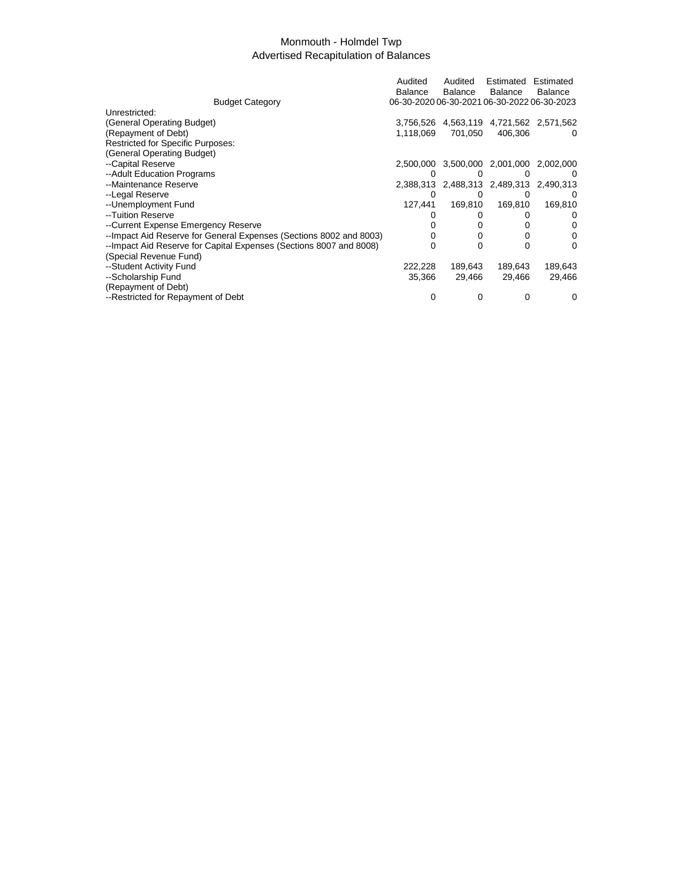# Monmouth - Holmdel Twp
## Advertised Recapitulation of Balances

| Budget Category | Audited Balance 06-30-2020 | Audited Balance 06-30-2021 | Estimated Balance 06-30-2022 | Estimated Balance 06-30-2023 |
|---|---|---|---|---|
| Unrestricted: | | | | |
| (General Operating Budget) | 3,756,526 | 4,563,119 | 4,721,562 | 2,571,562 |
| (Repayment of Debt) | 1,118,069 | 701,050 | 406,306 | 0 |
| Restricted for Specific Purposes: | | | | |
| (General Operating Budget) | | | | |
| --Capital Reserve | 2,500,000 | 3,500,000 | 2,001,000 | 2,002,000 |
| --Adult Education Programs | 0 | 0 | 0 | 0 |
| --Maintenance Reserve | 2,388,313 | 2,488,313 | 2,489,313 | 2,490,313 |
| --Legal Reserve | 0 | 0 | 0 | 0 |
| --Unemployment Fund | 127,441 | 169,810 | 169,810 | 169,810 |
| --Tuition Reserve | 0 | 0 | 0 | 0 |
| --Current Expense Emergency Reserve | 0 | 0 | 0 | 0 |
| --Impact Aid Reserve for General Expenses (Sections 8002 and 8003) | 0 | 0 | 0 | 0 |
| --Impact Aid Reserve for Capital Expenses (Sections 8007 and 8008) | 0 | 0 | 0 | 0 |
| (Special Revenue Fund) | | | | |
| --Student Activity Fund | 222,228 | 189,643 | 189,643 | 189,643 |
| --Scholarship Fund | 35,366 | 29,466 | 29,466 | 29,466 |
| (Repayment of Debt) | | | | |
| --Restricted for Repayment of Debt | 0 | 0 | 0 | 0 |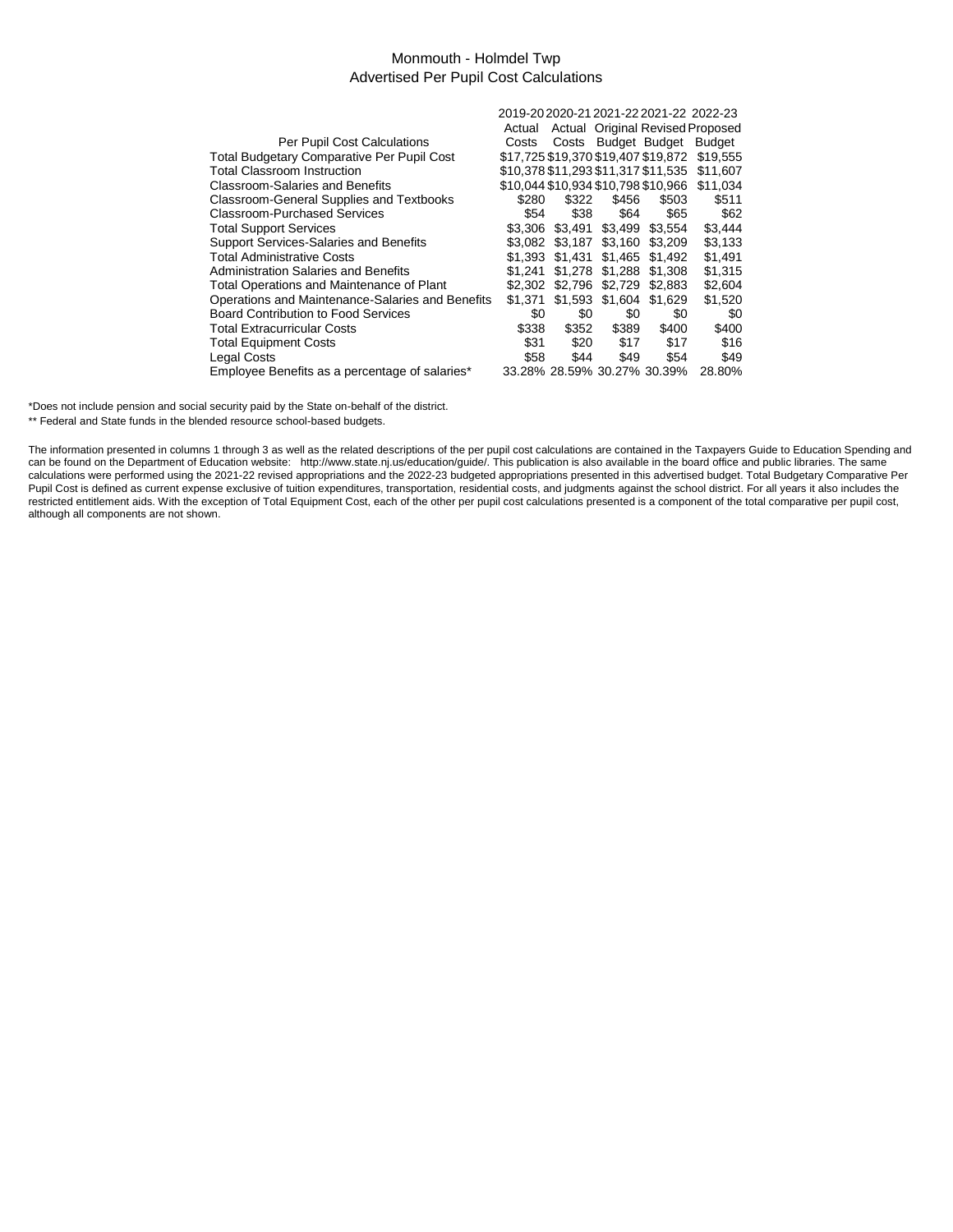# Monmouth - Holmdel Twp
## Advertised Per Pupil Cost Calculations

| Per Pupil Cost Calculations | 2019-20 Actual Costs | 2020-21 Actual Costs | 2021-22 Original Budget | 2021-22 Revised Budget | 2022-23 Proposed Budget |
|---|---|---|---|---|---|
| Total Budgetary Comparative Per Pupil Cost | $17,725 | $19,370 | $19,407 | $19,872 | $19,555 |
| Total Classroom Instruction | $10,378 | $11,293 | $11,317 | $11,535 | $11,607 |
| Classroom-Salaries and Benefits | $10,044 | $10,934 | $10,798 | $10,966 | $11,034 |
| Classroom-General Supplies and Textbooks | $280 | $322 | $456 | $503 | $511 |
| Classroom-Purchased Services | $54 | $38 | $64 | $65 | $62 |
| Total Support Services | $3,306 | $3,491 | $3,499 | $3,554 | $3,444 |
| Support Services-Salaries and Benefits | $3,082 | $3,187 | $3,160 | $3,209 | $3,133 |
| Total Administrative Costs | $1,393 | $1,431 | $1,465 | $1,492 | $1,491 |
| Administration Salaries and Benefits | $1,241 | $1,278 | $1,288 | $1,308 | $1,315 |
| Total Operations and Maintenance of Plant | $2,302 | $2,796 | $2,729 | $2,883 | $2,604 |
| Operations and Maintenance-Salaries and Benefits | $1,371 | $1,593 | $1,604 | $1,629 | $1,520 |
| Board Contribution to Food Services | $0 | $0 | $0 | $0 | $0 |
| Total Extracurricular Costs | $338 | $352 | $389 | $400 | $400 |
| Total Equipment Costs | $31 | $20 | $17 | $17 | $16 |
| Legal Costs | $58 | $44 | $49 | $54 | $49 |
| Employee Benefits as a percentage of salaries* | 33.28% | 28.59% | 30.27% | 30.39% | 28.80% |

*Does not include pension and social security paid by the State on-behalf of the district.

** Federal and State funds in the blended resource school-based budgets.

The information presented in columns 1 through 3 as well as the related descriptions of the per pupil cost calculations are contained in the Taxpayers Guide to Education Spending and can be found on the Department of Education website: http://www.state.nj.us/education/guide/. This publication is also available in the board office and public libraries. The same calculations were performed using the 2021-22 revised appropriations and the 2022-23 budgeted appropriations presented in this advertised budget. Total Budgetary Comparative Per Pupil Cost is defined as current expense exclusive of tuition expenditures, transportation, residential costs, and judgments against the school district. For all years it also includes the restricted entitlement aids. With the exception of Total Equipment Cost, each of the other per pupil cost calculations presented is a component of the total comparative per pupil cost, although all components are not shown.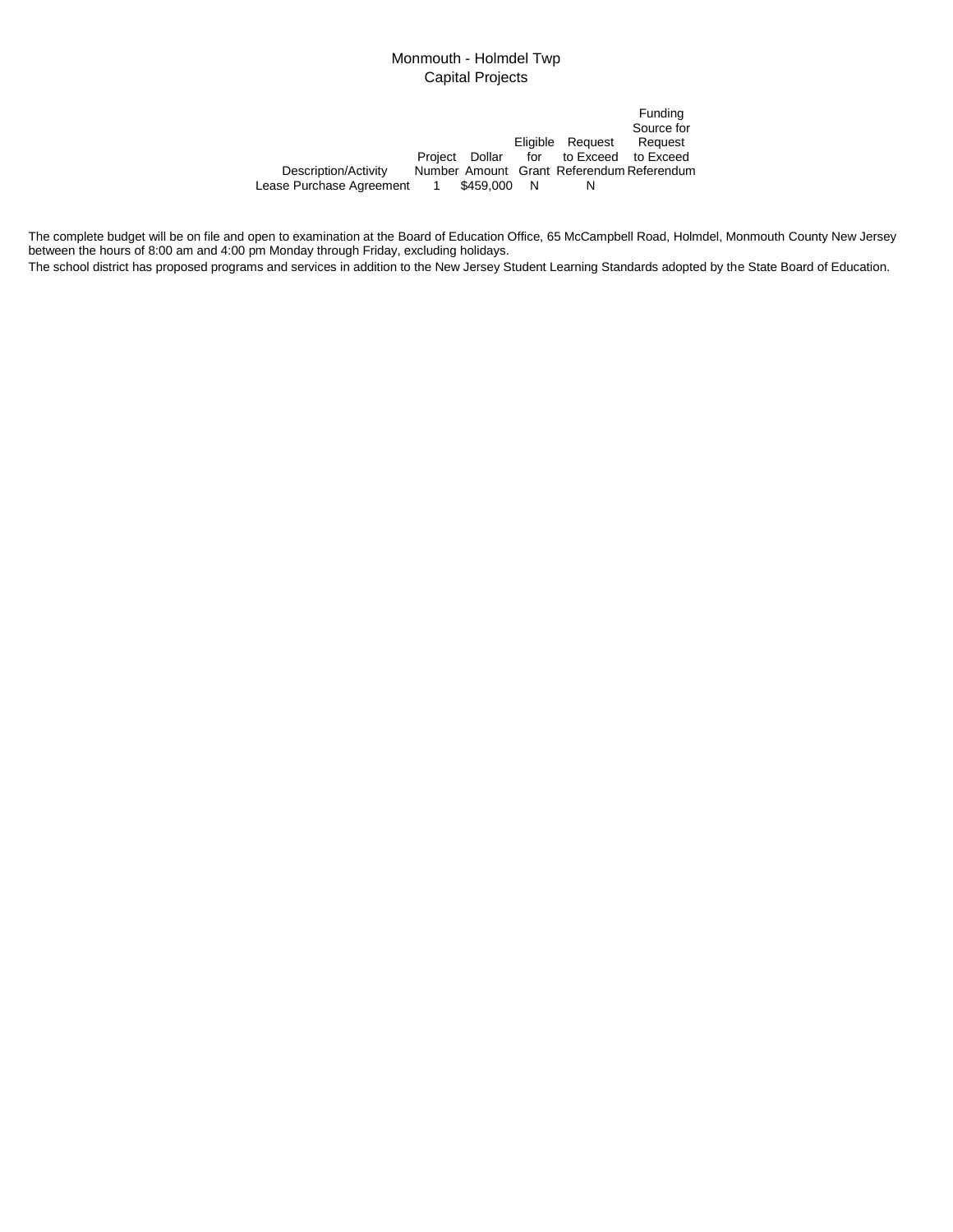# Monmouth - Holmdel Twp
## Capital Projects

| Description/Activity | Project Number | Dollar Amount | Eligible for Grant | Request to Exceed Referendum | Funding Source for Request to Exceed Referendum |
|---|---|---|---|---|---|
| Lease Purchase Agreement | 1 | $459,000 | N | N | |

The complete budget will be on file and open to examination at the Board of Education Office, 65 McCampbell Road, Holmdel, Monmouth County New Jersey between the hours of 8:00 am and 4:00 pm Monday through Friday, excluding holidays.

The school district has proposed programs and services in addition to the New Jersey Student Learning Standards adopted by the State Board of Education.